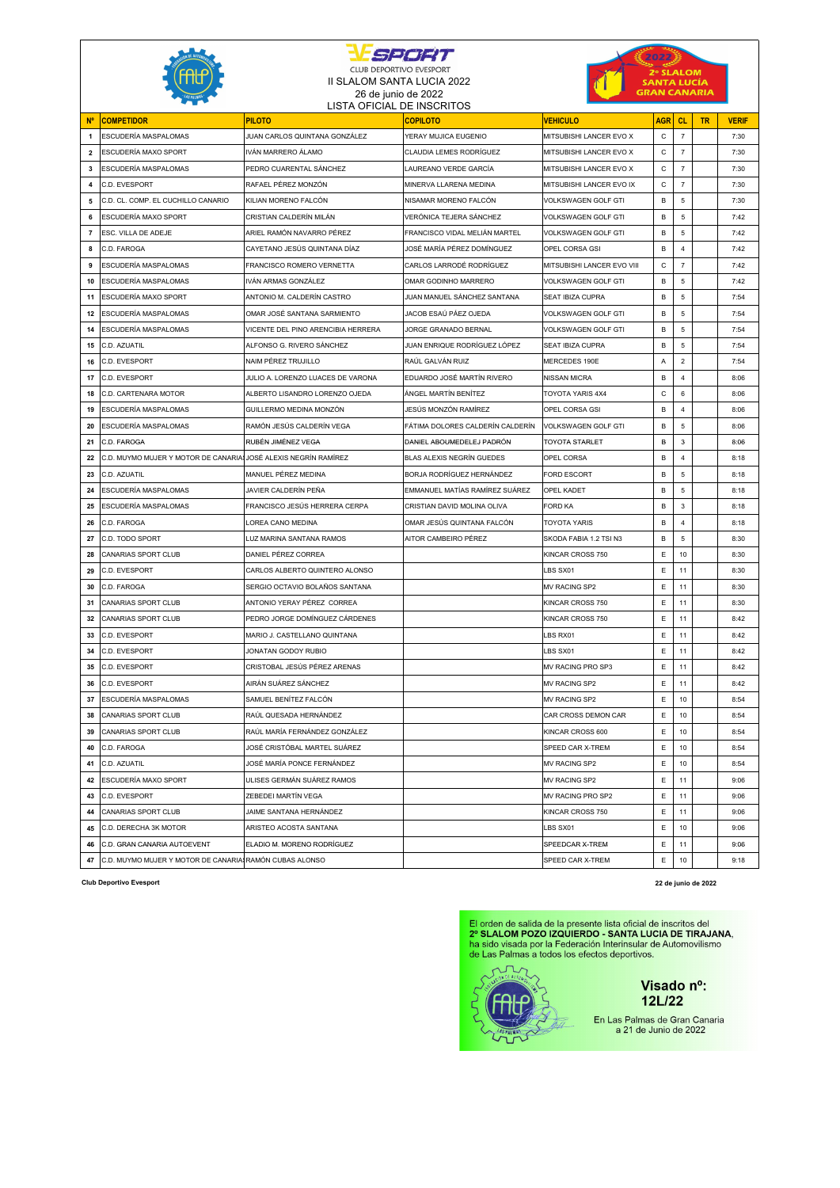CLUB DEPORTIVO EVESPORT

II SLALOM SANTA LUCIA 2022

26 de junio de 2022

LISTA OFICIAL DE INSCRITOS

| Nº | COMPETIDOR | PILOTO | COPILOTO | VEHICULO | AGR | CL | TR | VERIF |
|---|---|---|---|---|---|---|---|---|
| 1 | ESCUDERÍA MASPALOMAS | JUAN CARLOS QUINTANA GONZÁLEZ | YERAY MUJICA EUGENIO | MITSUBISHI LANCER EVO X | C | 7 | | 7:30 |
| 2 | ESCUDERÍA MAXO SPORT | IVÁN MARRERO ÁLAMO | CLAUDIA LEMES RODRÍGUEZ | MITSUBISHI LANCER EVO X | C | 7 | | 7:30 |
| 3 | ESCUDERÍA MASPALOMAS | PEDRO CUARENTAL SÁNCHEZ | LAUREANO VERDE GARCÍA | MITSUBISHI LANCER EVO X | C | 7 | | 7:30 |
| 4 | C.D. EVESPORT | RAFAEL PÉREZ MONZÓN | MINERVA LLARENA MEDINA | MITSUBISHI LANCER EVO IX | C | 7 | | 7:30 |
| 5 | C.D. CL. COMP. EL CUCHILLO CANARIO | KILIAN MORENO FALCÓN | NISAMAR MORENO FALCÓN | VOLKSWAGEN GOLF GTI | B | 5 | | 7:30 |
| 6 | ESCUDERÍA MAXO SPORT | CRISTIAN CALDERÍN MILÁN | VERÓNICA TEJERA SÁNCHEZ | VOLKSWAGEN GOLF GTI | B | 5 | | 7:42 |
| 7 | ESC. VILLA DE ADEJE | ARIEL RAMÓN NAVARRO PÉREZ | FRANCISCO VIDAL MELIÁN MARTEL | VOLKSWAGEN GOLF GTI | B | 5 | | 7:42 |
| 8 | C.D. FAROGA | CAYETANO JESÚS QUINTANA DÍAZ | JOSÉ MARÍA PÉREZ DOMÍNGUEZ | OPEL CORSA GSI | B | 4 | | 7:42 |
| 9 | ESCUDERÍA MASPALOMAS | FRANCISCO ROMERO VERNETTA | CARLOS LARRODÉ RODRÍGUEZ | MITSUBISHI LANCER EVO VIII | C | 7 | | 7:42 |
| 10 | ESCUDERÍA MASPALOMAS | IVÁN ARMAS GONZÁLEZ | OMAR GODINHO MARRERO | VOLKSWAGEN GOLF GTI | B | 5 | | 7:42 |
| 11 | ESCUDERÍA MAXO SPORT | ANTONIO M. CALDERÍN CASTRO | JUAN MANUEL SÁNCHEZ SANTANA | SEAT IBIZA CUPRA | B | 5 | | 7:54 |
| 12 | ESCUDERÍA MASPALOMAS | OMAR JOSÉ SANTANA SARMIENTO | JACOB ESAÚ PÁEZ OJEDA | VOLKSWAGEN GOLF GTI | B | 5 | | 7:54 |
| 14 | ESCUDERÍA MASPALOMAS | VICENTE DEL PINO ARENCIBIA HERRERA | JORGE GRANADO BERNAL | VOLKSWAGEN GOLF GTI | B | 5 | | 7:54 |
| 15 | C.D. AZUATIL | ALFONSO G. RIVERO SÁNCHEZ | JUAN ENRIQUE RODRÍGUEZ LÓPEZ | SEAT IBIZA CUPRA | B | 5 | | 7:54 |
| 16 | C.D. EVESPORT | NAIM PÉREZ TRUJILLO | RAÚL GALVÁN RUIZ | MERCEDES 190E | A | 2 | | 7:54 |
| 17 | C.D. EVESPORT | JULIO A. LORENZO LUACES DE VARONA | EDUARDO JOSÉ MARTÍN RIVERO | NISSAN MICRA | B | 4 | | 8:06 |
| 18 | C.D. CARTENARA MOTOR | ALBERTO LISANDRO LORENZO OJEDA | ÁNGEL MARTÍN BENÍTEZ | TOYOTA YARIS 4X4 | C | 6 | | 8:06 |
| 19 | ESCUDERÍA MASPALOMAS | GUILLERMO MEDINA MONZÓN | JESÚS MONZÓN RAMÍREZ | OPEL CORSA GSI | B | 4 | | 8:06 |
| 20 | ESCUDERÍA MASPALOMAS | RAMÓN JESÚS CALDERÍN VEGA | FÁTIMA DOLORES CALDERÍN CALDERÍN | VOLKSWAGEN GOLF GTI | B | 5 | | 8:06 |
| 21 | C.D. FAROGA | RUBÉN JIMÉNEZ VEGA | DANIEL ABOUMEDELEJ PADRÓN | TOYOTA STARLET | B | 3 | | 8:06 |
| 22 | C.D. MUYMO MUJER Y MOTOR DE CANARIAS | JOSÉ ALEXIS NEGRÍN RAMÍREZ | BLAS ALEXIS NEGRÍN GUEDES | OPEL CORSA | B | 4 | | 8:18 |
| 23 | C.D. AZUATIL | MANUEL PÉREZ MEDINA | BORJA RODRÍGUEZ HERNÁNDEZ | FORD ESCORT | B | 5 | | 8:18 |
| 24 | ESCUDERÍA MASPALOMAS | JAVIER CALDERÍN PEÑA | EMMANUEL MATÍAS RAMÍREZ SUÁREZ | OPEL KADET | B | 5 | | 8:18 |
| 25 | ESCUDERÍA MASPALOMAS | FRANCISCO JESÚS HERRERA CERPA | CRISTIAN DAVID MOLINA OLIVA | FORD KA | B | 3 | | 8:18 |
| 26 | C.D. FAROGA | LOREA CANO MEDINA | OMAR JESÚS QUINTANA FALCÓN | TOYOTA YARIS | B | 4 | | 8:18 |
| 27 | C.D. TODO SPORT | LUZ MARINA SANTANA RAMOS | AITOR CAMBEIRO PÉREZ | SKODA FABIA 1.2 TSI N3 | B | 5 | | 8:30 |
| 28 | CANARIAS SPORT CLUB | DANIEL PÉREZ CORREA | | KINCAR CROSS 750 | E | 10 | | 8:30 |
| 29 | C.D. EVESPORT | CARLOS ALBERTO QUINTERO ALONSO | | LBS SX01 | E | 11 | | 8:30 |
| 30 | C.D. FAROGA | SERGIO OCTAVIO BOLAÑOS SANTANA | | MV RACING SP2 | E | 11 | | 8:30 |
| 31 | CANARIAS SPORT CLUB | ANTONIO YERAY PÉREZ CORREA | | KINCAR CROSS 750 | E | 11 | | 8:30 |
| 32 | CANARIAS SPORT CLUB | PEDRO JORGE DOMÍNGUEZ CÁRDENES | | KINCAR CROSS 750 | E | 11 | | 8:42 |
| 33 | C.D. EVESPORT | MARIO J. CASTELLANO QUINTANA | | LBS RX01 | E | 11 | | 8:42 |
| 34 | C.D. EVESPORT | JONATAN GODOY RUBIO | | LBS SX01 | E | 11 | | 8:42 |
| 35 | C.D. EVESPORT | CRISTOBAL JESÚS PÉREZ ARENAS | | MV RACING PRO SP3 | E | 11 | | 8:42 |
| 36 | C.D. EVESPORT | AIRÁN SUÁREZ SÁNCHEZ | | MV RACING SP2 | E | 11 | | 8:42 |
| 37 | ESCUDERÍA MASPALOMAS | SAMUEL BENÍTEZ FALCÓN | | MV RACING SP2 | E | 10 | | 8:54 |
| 38 | CANARIAS SPORT CLUB | RAÚL QUESADA HERNÁNDEZ | | CAR CROSS DEMON CAR | E | 10 | | 8:54 |
| 39 | CANARIAS SPORT CLUB | RAÚL MARÍA FERNÁNDEZ GONZÁLEZ | | KINCAR CROSS 600 | E | 10 | | 8:54 |
| 40 | C.D. FAROGA | JOSÉ CRISTÓBAL MARTEL SUÁREZ | | SPEED CAR X-TREM | E | 10 | | 8:54 |
| 41 | C.D. AZUATIL | JOSÉ MARÍA PONCE FERNÁNDEZ | | MV RACING SP2 | E | 10 | | 8:54 |
| 42 | ESCUDERÍA MAXO SPORT | ULISES GERMÁN SUÁREZ RAMOS | | MV RACING SP2 | E | 11 | | 9:06 |
| 43 | C.D. EVESPORT | ZEBEDEI MARTÍN VEGA | | MV RACING PRO SP2 | E | 11 | | 9:06 |
| 44 | CANARIAS SPORT CLUB | JAIME SANTANA HERNÁNDEZ | | KINCAR CROSS 750 | E | 11 | | 9:06 |
| 45 | C.D. DERECHA 3K MOTOR | ARISTEO ACOSTA SANTANA | | LBS SX01 | E | 10 | | 9:06 |
| 46 | C.D. GRAN CANARIA AUTOEVENT | ELADIO M. MORENO RODRÍGUEZ | | SPEEDCAR X-TREM | E | 11 | | 9:06 |
| 47 | C.D. MUYMO MUJER Y MOTOR DE CANARIAS | RAMÓN CUBAS ALONSO | | SPEED CAR X-TREM | E | 10 | | 9:18 |

**Club Deportivo Evesport**

**22 de junio de 2022**

El orden de salida de la presente lista oficial de inscritos del **2º SLALOM POZO IZQUIERDO - SANTA LUCIA DE TIRAJANA**, ha sido visada por la Federación Interinsular de Automovilismo de Las Palmas a todos los efectos deportivos.

**Visado nº: 12L/22**

En Las Palmas de Gran Canaria a 21 de Junio de 2022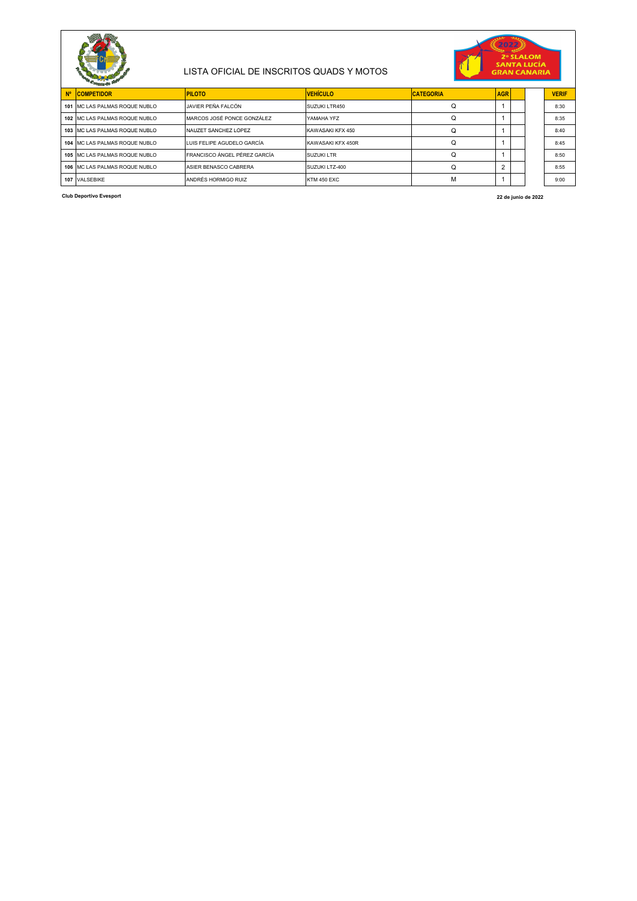# LISTA OFICIAL DE INSCRITOS QUADS Y MOTOS

| Nº | COMPETIDOR | PILOTO | VEHÍCULO | CATEGORIA | AGR | | VERIF |
|---|---|---|---|---|---|---|---|
| 101 | MC LAS PALMAS ROQUE NUBLO | JAVIER PEÑA FALCÓN | SUZUKI LTR450 | Q | 1 | | 8:30 |
| 102 | MC LAS PALMAS ROQUE NUBLO | MARCOS JOSÉ PONCE GONZÁLEZ | YAMAHA YFZ | Q | 1 | | 8:35 |
| 103 | MC LAS PALMAS ROQUE NUBLO | NAUZET SÁNCHEZ LÓPEZ | KAWASAKI KFX 450 | Q | 1 | | 8:40 |
| 104 | MC LAS PALMAS ROQUE NUBLO | LUIS FELIPE AGUDELO GARCÍA | KAWASAKI KFX 450R | Q | 1 | | 8:45 |
| 105 | MC LAS PALMAS ROQUE NUBLO | FRANCISCO ÁNGEL PÉREZ GARCÍA | SUZUKI LTR | Q | 1 | | 8:50 |
| 106 | MC LAS PALMAS ROQUE NUBLO | ASIER BENASCO CABRERA | SUZUKI LTZ-400 | Q | 2 | | 8:55 |
| 107 | VALSEBIKE | ANDRÉS HORMIGO RUIZ | KTM 450 EXC | M | 1 | | 9:00 |

**Club Deportivo Evesport**

**22 de junio de 2022**